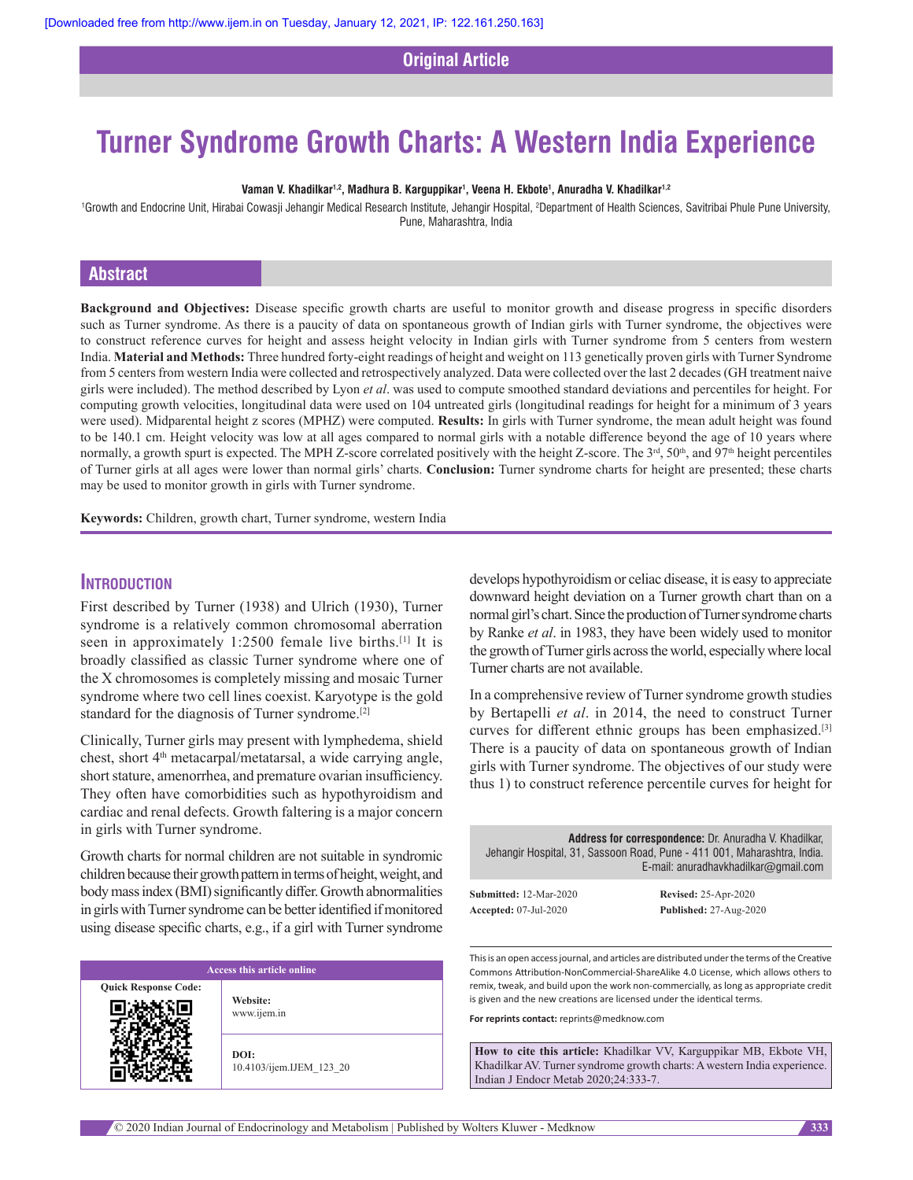Original Article

# Turner Syndrome Growth Charts: A Western India Experience

**Vaman V. Khadilkar[1,2], Madhura B. Karguppikar[1], Veena H. Ekbote[1], Anuradha V. Khadilkar[1,2]**

[1]Growth and Endocrine Unit, Hirabai Cowasji Jehangir Medical Research Institute, Jehangir Hospital, [2]Department of Health Sciences, Savitribai Phule Pune University, Pune, Maharashtra, India

## Abstract

**Background and Objectives:** Disease specific growth charts are useful to monitor growth and disease progress in specific disorders such as Turner syndrome. As there is a paucity of data on spontaneous growth of Indian girls with Turner syndrome, the objectives were to construct reference curves for height and assess height velocity in Indian girls with Turner syndrome from 5 centers from western India. **Material and Methods:** Three hundred forty-eight readings of height and weight on 113 genetically proven girls with Turner Syndrome from 5 centers from western India were collected and retrospectively analyzed. Data were collected over the last 2 decades (GH treatment naive girls were included). The method described by Lyon *et al*. was used to compute smoothed standard deviations and percentiles for height. For computing growth velocities, longitudinal data were used on 104 untreated girls (longitudinal readings for height for a minimum of 3 years were used). Midparental height z scores (MPHZ) were computed. **Results:** In girls with Turner syndrome, the mean adult height was found to be 140.1 cm. Height velocity was low at all ages compared to normal girls with a notable difference beyond the age of 10 years where normally, a growth spurt is expected. The MPH Z-score correlated positively with the height Z-score. The 3rd, 50th, and 97th height percentiles of Turner girls at all ages were lower than normal girls' charts. **Conclusion:** Turner syndrome charts for height are presented; these charts may be used to monitor growth in girls with Turner syndrome.

**Keywords:** Children, growth chart, Turner syndrome, western India

## Introduction

First described by Turner (1938) and Ulrich (1930), Turner syndrome is a relatively common chromosomal aberration seen in approximately 1:2500 female live births.[1] It is broadly classified as classic Turner syndrome where one of the X chromosomes is completely missing and mosaic Turner syndrome where two cell lines coexist. Karyotype is the gold standard for the diagnosis of Turner syndrome.[2]

Clinically, Turner girls may present with lymphedema, shield chest, short 4th metacarpal/metatarsal, a wide carrying angle, short stature, amenorrhea, and premature ovarian insufficiency. They often have comorbidities such as hypothyroidism and cardiac and renal defects. Growth faltering is a major concern in girls with Turner syndrome.

Growth charts for normal children are not suitable in syndromic children because their growth pattern in terms of height, weight, and body mass index (BMI) significantly differ. Growth abnormalities in girls with Turner syndrome can be better identified if monitored using disease specific charts, e.g., if a girl with Turner syndrome develops hypothyroidism or celiac disease, it is easy to appreciate downward height deviation on a Turner growth chart than on a normal girl's chart. Since the production of Turner syndrome charts by Ranke *et al*. in 1983, they have been widely used to monitor the growth of Turner girls across the world, especially where local Turner charts are not available.

In a comprehensive review of Turner syndrome growth studies by Bertapelli *et al*. in 2014, the need to construct Turner curves for different ethnic groups has been emphasized.[3] There is a paucity of data on spontaneous growth of Indian girls with Turner syndrome. The objectives of our study were thus 1) to construct reference percentile curves for height for

**Address for correspondence:** Dr. Anuradha V. Khadilkar, Jehangir Hospital, 31, Sassoon Road, Pune - 411 001, Maharashtra, India. E-mail: anuradhavkhadilkar@gmail.com

**Submitted:** 12-Mar-2020 **Revised:** 25-Apr-2020 **Accepted:** 07-Jul-2020 **Published:** 27-Aug-2020

| Access this article online | |
|---|---|
| Quick Response Code: | **Website:** www.ijem.in |
| | **DOI:** 10.4103/ijem.IJEM_123_20 |

This is an open access journal, and articles are distributed under the terms of the Creative Commons Attribution-NonCommercial-ShareAlike 4.0 License, which allows others to remix, tweak, and build upon the work non-commercially, as long as appropriate credit is given and the new creations are licensed under the identical terms.

**For reprints contact:** reprints@medknow.com

**How to cite this article:** Khadilkar VV, Karguppikar MB, Ekbote VH, Khadilkar AV. Turner syndrome growth charts: A western India experience. Indian J Endocr Metab 2020;24:333-7.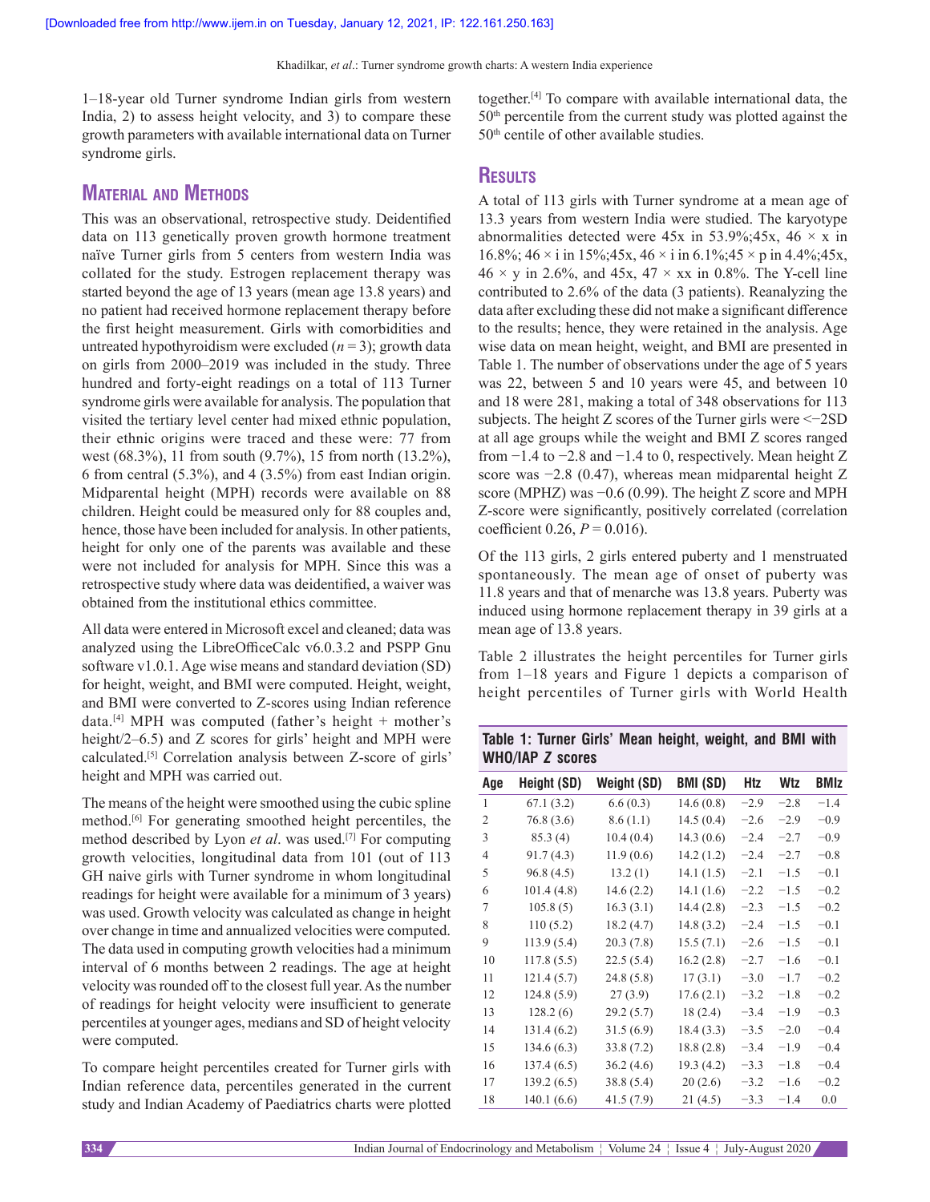1–18-year old Turner syndrome Indian girls from western India, 2) to assess height velocity, and 3) to compare these growth parameters with available international data on Turner syndrome girls.

## Material and Methods

This was an observational, retrospective study. Deidentified data on 113 genetically proven growth hormone treatment naïve Turner girls from 5 centers from western India was collated for the study. Estrogen replacement therapy was started beyond the age of 13 years (mean age 13.8 years) and no patient had received hormone replacement therapy before the first height measurement. Girls with comorbidities and untreated hypothyroidism were excluded ($n = 3$); growth data on girls from 2000–2019 was included in the study. Three hundred and forty-eight readings on a total of 113 Turner syndrome girls were available for analysis. The population that visited the tertiary level center had mixed ethnic population, their ethnic origins were traced and these were: 77 from west (68.3%), 11 from south (9.7%), 15 from north (13.2%), 6 from central (5.3%), and 4 (3.5%) from east Indian origin. Midparental height (MPH) records were available on 88 children. Height could be measured only for 88 couples and, hence, those have been included for analysis. In other patients, height for only one of the parents was available and these were not included for analysis for MPH. Since this was a retrospective study where data was deidentified, a waiver was obtained from the institutional ethics committee.

All data were entered in Microsoft excel and cleaned; data was analyzed using the LibreOfficeCalc v6.0.3.2 and PSPP Gnu software v1.0.1. Age wise means and standard deviation (SD) for height, weight, and BMI were computed. Height, weight, and BMI were converted to Z-scores using Indian reference data.[4] MPH was computed (father's height + mother's height/2–6.5) and Z scores for girls' height and MPH were calculated.[5] Correlation analysis between Z-score of girls' height and MPH was carried out.

The means of the height were smoothed using the cubic spline method.[6] For generating smoothed height percentiles, the method described by Lyon *et al*. was used.[7] For computing growth velocities, longitudinal data from 101 (out of 113 GH naive girls with Turner syndrome in whom longitudinal readings for height were available for a minimum of 3 years) was used. Growth velocity was calculated as change in height over change in time and annualized velocities were computed. The data used in computing growth velocities had a minimum interval of 6 months between 2 readings. The age at height velocity was rounded off to the closest full year. As the number of readings for height velocity were insufficient to generate percentiles at younger ages, medians and SD of height velocity were computed.

To compare height percentiles created for Turner girls with Indian reference data, percentiles generated in the current study and Indian Academy of Paediatrics charts were plotted together.[4] To compare with available international data, the 50th percentile from the current study was plotted against the 50th centile of other available studies.

## Results

A total of 113 girls with Turner syndrome at a mean age of 13.3 years from western India were studied. The karyotype abnormalities detected were 45x in 53.9%;45x, 46 × x in 16.8%; 46 × i in 15%;45x, 46 × i in 6.1%;45 × p in 4.4%;45x, 46 × y in 2.6%, and 45x, 47 × xx in 0.8%. The Y-cell line contributed to 2.6% of the data (3 patients). Reanalyzing the data after excluding these did not make a significant difference to the results; hence, they were retained in the analysis. Age wise data on mean height, weight, and BMI are presented in Table 1. The number of observations under the age of 5 years was 22, between 5 and 10 years were 45, and between 10 and 18 were 281, making a total of 348 observations for 113 subjects. The height Z scores of the Turner girls were <−2SD at all age groups while the weight and BMI Z scores ranged from −1.4 to −2.8 and −1.4 to 0, respectively. Mean height Z score was −2.8 (0.47), whereas mean midparental height Z score (MPHZ) was −0.6 (0.99). The height Z score and MPH Z-score were significantly, positively correlated (correlation coefficient 0.26, $P = 0.016$).

Of the 113 girls, 2 girls entered puberty and 1 menstruated spontaneously. The mean age of onset of puberty was 11.8 years and that of menarche was 13.8 years. Puberty was induced using hormone replacement therapy in 39 girls at a mean age of 13.8 years.

Table 2 illustrates the height percentiles for Turner girls from 1–18 years and Figure 1 depicts a comparison of height percentiles of Turner girls with World Health

**Table 1: Turner Girls' Mean height, weight, and BMI with WHO/IAP *Z* scores**

| Age | Height (SD) | Weight (SD) | BMI (SD) | Htz | Wtz | BMIz |
|---|---|---|---|---|---|---|
| 1 | 67.1 (3.2) | 6.6 (0.3) | 14.6 (0.8) | −2.9 | −2.8 | −1.4 |
| 2 | 76.8 (3.6) | 8.6 (1.1) | 14.5 (0.4) | −2.6 | −2.9 | −0.9 |
| 3 | 85.3 (4) | 10.4 (0.4) | 14.3 (0.6) | −2.4 | −2.7 | −0.9 |
| 4 | 91.7 (4.3) | 11.9 (0.6) | 14.2 (1.2) | −2.4 | −2.7 | −0.8 |
| 5 | 96.8 (4.5) | 13.2 (1) | 14.1 (1.5) | −2.1 | −1.5 | −0.1 |
| 6 | 101.4 (4.8) | 14.6 (2.2) | 14.1 (1.6) | −2.2 | −1.5 | −0.2 |
| 7 | 105.8 (5) | 16.3 (3.1) | 14.4 (2.8) | −2.3 | −1.5 | −0.2 |
| 8 | 110 (5.2) | 18.2 (4.7) | 14.8 (3.2) | −2.4 | −1.5 | −0.1 |
| 9 | 113.9 (5.4) | 20.3 (7.8) | 15.5 (7.1) | −2.6 | −1.5 | −0.1 |
| 10 | 117.8 (5.5) | 22.5 (5.4) | 16.2 (2.8) | −2.7 | −1.6 | −0.1 |
| 11 | 121.4 (5.7) | 24.8 (5.8) | 17 (3.1) | −3.0 | −1.7 | −0.2 |
| 12 | 124.8 (5.9) | 27 (3.9) | 17.6 (2.1) | −3.2 | −1.8 | −0.2 |
| 13 | 128.2 (6) | 29.2 (5.7) | 18 (2.4) | −3.4 | −1.9 | −0.3 |
| 14 | 131.4 (6.2) | 31.5 (6.9) | 18.4 (3.3) | −3.5 | −2.0 | −0.4 |
| 15 | 134.6 (6.3) | 33.8 (7.2) | 18.8 (2.8) | −3.4 | −1.9 | −0.4 |
| 16 | 137.4 (6.5) | 36.2 (4.6) | 19.3 (4.2) | −3.3 | −1.8 | −0.4 |
| 17 | 139.2 (6.5) | 38.8 (5.4) | 20 (2.6) | −3.2 | −1.6 | −0.2 |
| 18 | 140.1 (6.6) | 41.5 (7.9) | 21 (4.5) | −3.3 | −1.4 | 0.0 |